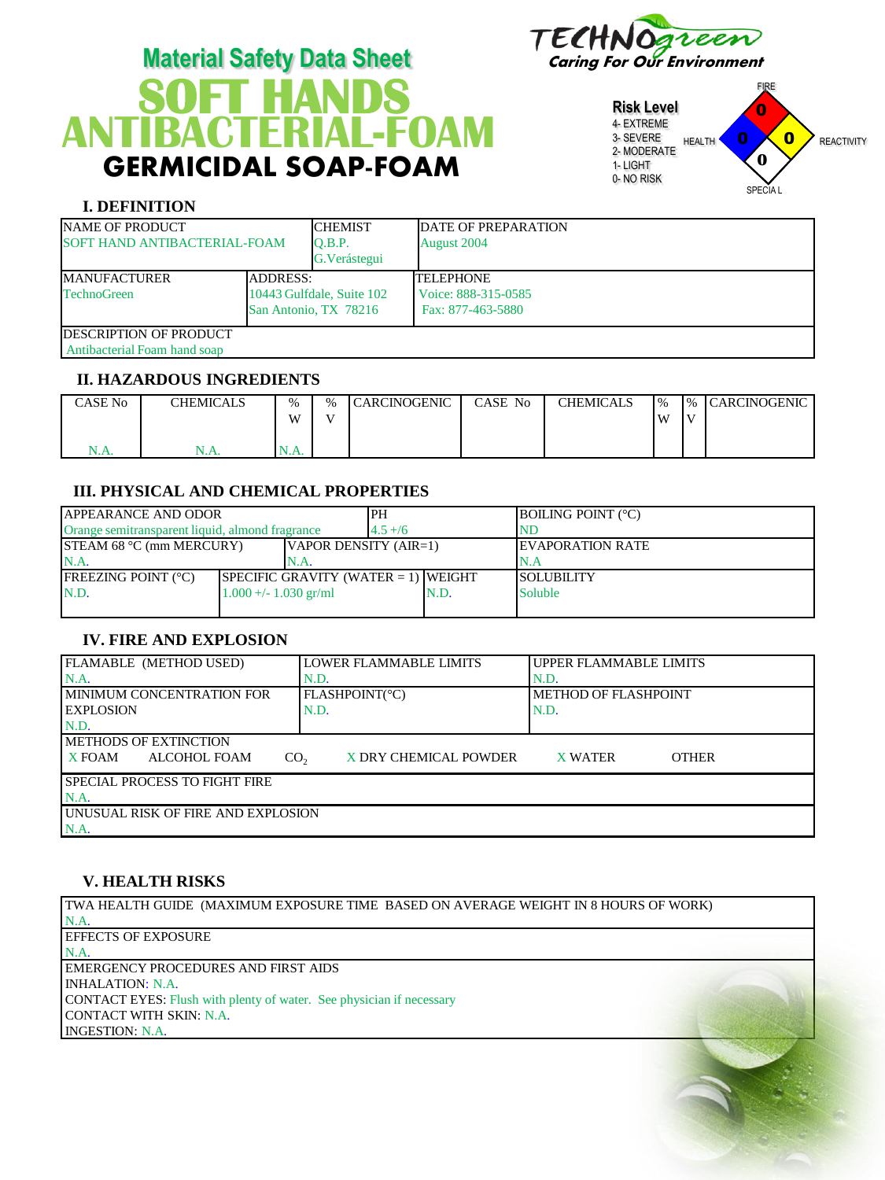# Material Safety Data Sheet

# SOFT HANDS ANTIBACTERIAL-FOAM

## GERMICIDAL SOAP-FOAM

TECHNOgreen
*Caring For Our Environment*

**Risk Level**
4- EXTREME
3- SEVERE
2- MODERATE
1- LIGHT
0- NO RISK

FIRE: 0
HEALTH: 0
REACTIVITY: 0
SPECIAL: 0

## I. DEFINITION

| NAME OF PRODUCT | CHEMIST | DATE OF PREPARATION |
|---|---|---|
| SOFT HAND ANTIBACTERIAL-FOAM | Q.B.P. G.Verástegui | August 2004 |

| MANUFACTURER | ADDRESS: | TELEPHONE |
|---|---|---|
| TechnoGreen | 10443 Gulfdale, Suite 102 San Antonio, TX 78216 | Voice: 888-315-0585 Fax: 877-463-5880 |

DESCRIPTION OF PRODUCT
Antibacterial Foam hand soap

## II. HAZARDOUS INGREDIENTS

| CASE No | CHEMICALS | % W | % V | CARCINOGENIC | CASE No | CHEMICALS | % W | % V | CARCINOGENIC |
|---|---|---|---|---|---|---|---|---|---|
| N.A. | N.A. | N.A. | | | | | | | |

## III. PHYSICAL AND CHEMICAL PROPERTIES

| APPEARANCE AND ODOR | | PH | BOILING POINT (°C) |
|---|---|---|---|
| Orange semitransparent liquid, almond fragrance | | 4.5 +/6 | ND |
| STEAM 68 °C (mm MERCURY) | VAPOR DENSITY (AIR=1) | | EVAPORATION RATE |
| N.A. | N.A. | | N.A |
| FREEZING POINT (°C) | SPECIFIC GRAVITY (WATER = 1) | WEIGHT | SOLUBILITY |
| N.D. | 1.000 +/- 1.030 gr/ml | N.D. | Soluble |

## IV. FIRE AND EXPLOSION

| FLAMABLE (METHOD USED) | LOWER FLAMMABLE LIMITS | UPPER FLAMMABLE LIMITS |
|---|---|---|
| N.A. | N.D. | N.D. |
| MINIMUM CONCENTRATION FOR EXPLOSION | FLASHPOINT(°C) | METHOD OF FLASHPOINT |
| N.D. | N.D. | N.D. |

METHODS OF EXTINCTION
X FOAM    ALCOHOL FOAM    $CO_2$    X DRY CHEMICAL POWDER    X WATER    OTHER

SPECIAL PROCESS TO FIGHT FIRE
N.A.

UNUSUAL RISK OF FIRE AND EXPLOSION
N.A.

## V. HEALTH RISKS

TWA HEALTH GUIDE (MAXIMUM EXPOSURE TIME BASED ON AVERAGE WEIGHT IN 8 HOURS OF WORK)
N.A.

EFFECTS OF EXPOSURE
N.A.

EMERGENCY PROCEDURES AND FIRST AIDS
INHALATION: N.A.
CONTACT EYES: Flush with plenty of water. See physician if necessary
CONTACT WITH SKIN: N.A.
INGESTION: N.A.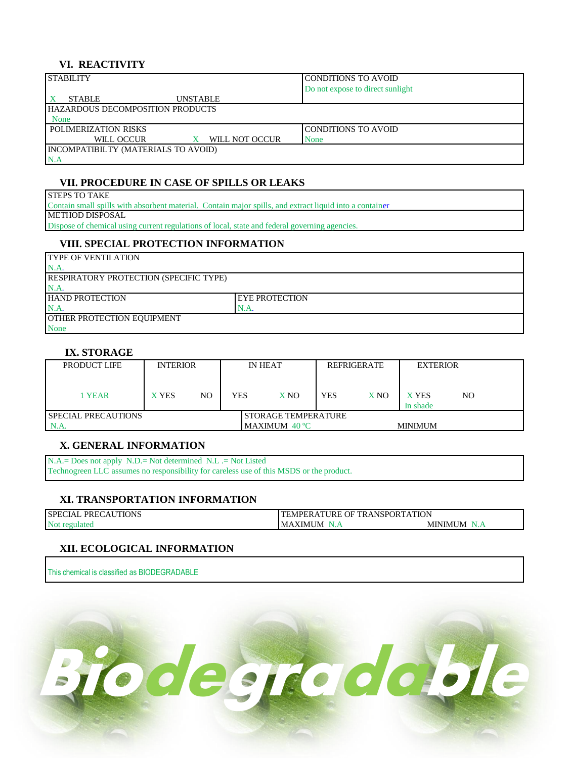## VI. REACTIVITY

| | |
|---|---|
| STABILITY<br>X STABLE UNSTABLE | CONDITIONS TO AVOID<br>Do not expose to direct sunlight |
| HAZARDOUS DECOMPOSITION PRODUCTS<br>None | |
| POLIMERIZATION RISKS<br>WILL OCCUR X WILL NOT OCCUR | CONDITIONS TO AVOID<br>None |
| INCOMPATIBILTY (MATERIALS TO AVOID)<br>N.A | |

## VII. PROCEDURE IN CASE OF SPILLS OR LEAKS

| |
|---|
| STEPS TO TAKE<br>Contain small spills with absorbent material. Contain major spills, and extract liquid into a container |
| METHOD DISPOSAL<br>Dispose of chemical using current regulations of local, state and federal governing agencies. |

## VIII. SPECIAL PROTECTION INFORMATION

| | |
|---|---|
| TYPE OF VENTILATION<br>N.A. | |
| RESPIRATORY PROTECTION (SPECIFIC TYPE)<br>N.A. | |
| HAND PROTECTION<br>N.A. | EYE PROTECTION<br>N.A. |
| OTHER PROTECTION EQUIPMENT<br>None | |

## IX. STORAGE

| PRODUCT LIFE | INTERIOR | | IN HEAT | | REFRIGERATE | | EXTERIOR | |
|---|---|---|---|---|---|---|---|---|
| 1 YEAR | X YES | NO | YES | X NO | YES | X NO | X YES<br>In shade | NO |
| SPECIAL PRECAUTIONS<br>N.A. | | | STORAGE TEMPERATURE<br>MAXIMUM 40 °C | | | | MINIMUM | |

## X. GENERAL INFORMATION

N.A.= Does not apply N.D.= Not determined N.L .= Not Listed
Technogreen LLC assumes no responsibility for careless use of this MSDS or the product.

## XI. TRANSPORTATION INFORMATION

| | |
|---|---|
| SPECIAL PRECAUTIONS<br>Not regulated | TEMPERATURE OF TRANSPORTATION<br>MAXIMUM N.A MINIMUM N.A |

## XII. ECOLOGICAL INFORMATION

This chemical is classified as BIODEGRADABLE

Biodegradable